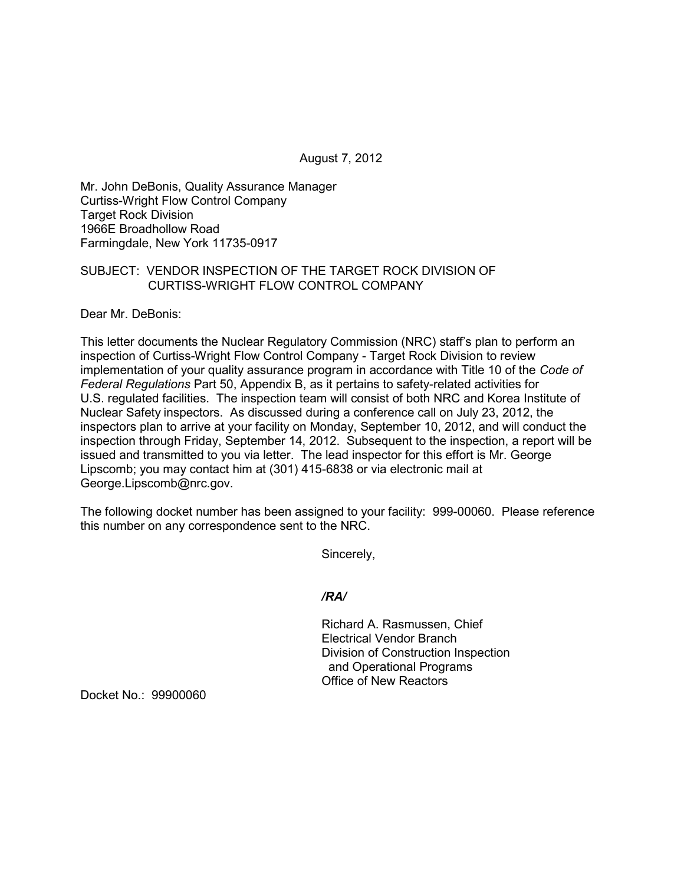August 7, 2012

Mr. John DeBonis, Quality Assurance Manager
Curtiss-Wright Flow Control Company
Target Rock Division
1966E Broadhollow Road
Farmingdale, New York 11735-0917

SUBJECT: VENDOR INSPECTION OF THE TARGET ROCK DIVISION OF CURTISS-WRIGHT FLOW CONTROL COMPANY

Dear Mr. DeBonis:

This letter documents the Nuclear Regulatory Commission (NRC) staff's plan to perform an inspection of Curtiss-Wright Flow Control Company - Target Rock Division to review implementation of your quality assurance program in accordance with Title 10 of the *Code of Federal Regulations* Part 50, Appendix B, as it pertains to safety-related activities for U.S. regulated facilities. The inspection team will consist of both NRC and Korea Institute of Nuclear Safety inspectors. As discussed during a conference call on July 23, 2012, the inspectors plan to arrive at your facility on Monday, September 10, 2012, and will conduct the inspection through Friday, September 14, 2012. Subsequent to the inspection, a report will be issued and transmitted to you via letter. The lead inspector for this effort is Mr. George Lipscomb; you may contact him at (301) 415-6838 or via electronic mail at George.Lipscomb@nrc.gov.

The following docket number has been assigned to your facility: 999-00060. Please reference this number on any correspondence sent to the NRC.

Sincerely,

*/RA/*

Richard A. Rasmussen, Chief
Electrical Vendor Branch
Division of Construction Inspection
and Operational Programs
Office of New Reactors

Docket No.: 99900060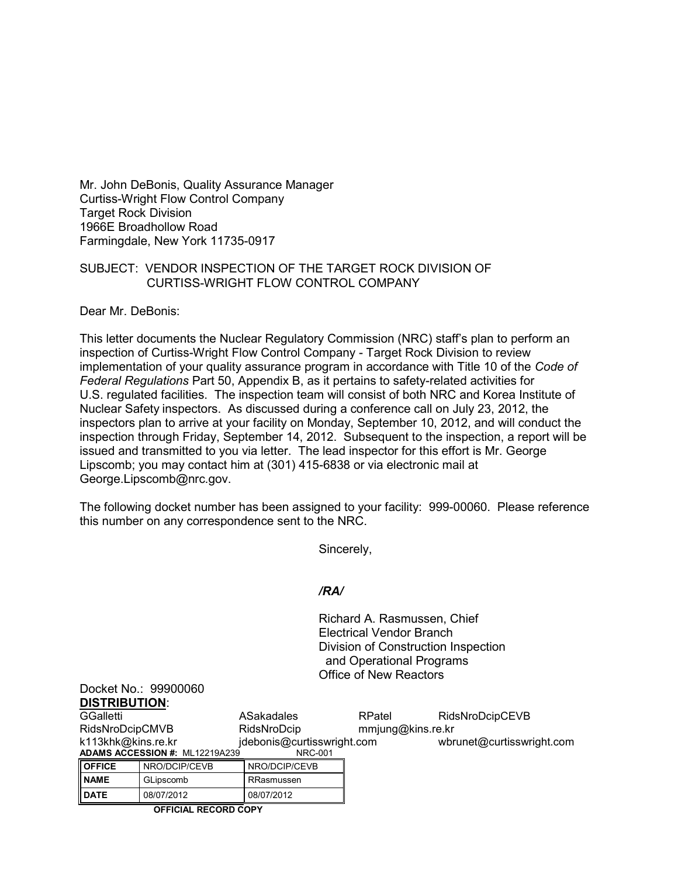Mr. John DeBonis, Quality Assurance Manager
Curtiss-Wright Flow Control Company
Target Rock Division
1966E Broadhollow Road
Farmingdale, New York 11735-0917

SUBJECT: VENDOR INSPECTION OF THE TARGET ROCK DIVISION OF CURTISS-WRIGHT FLOW CONTROL COMPANY

Dear Mr. DeBonis:

This letter documents the Nuclear Regulatory Commission (NRC) staff's plan to perform an inspection of Curtiss-Wright Flow Control Company - Target Rock Division to review implementation of your quality assurance program in accordance with Title 10 of the *Code of Federal Regulations* Part 50, Appendix B, as it pertains to safety-related activities for U.S. regulated facilities. The inspection team will consist of both NRC and Korea Institute of Nuclear Safety inspectors. As discussed during a conference call on July 23, 2012, the inspectors plan to arrive at your facility on Monday, September 10, 2012, and will conduct the inspection through Friday, September 14, 2012. Subsequent to the inspection, a report will be issued and transmitted to you via letter. The lead inspector for this effort is Mr. George Lipscomb; you may contact him at (301) 415-6838 or via electronic mail at George.Lipscomb@nrc.gov.

The following docket number has been assigned to your facility: 999-00060. Please reference this number on any correspondence sent to the NRC.

Sincerely,

*/RA/*

Richard A. Rasmussen, Chief
Electrical Vendor Branch
Division of Construction Inspection
and Operational Programs
Office of New Reactors

Docket No.: 99900060

**DISTRIBUTION**:

GGalletti ASakadales RPatel RidsNroDcipCEVB
RidsNroDcipCMVB RidsNroDcip mmjung@kins.re.kr
k113khk@kins.re.kr jdebonis@curtisswright.com wbrunet@curtisswright.com

**ADAMS ACCESSION #:** ML12219A239 NRC-001

| | | |
|---|---|---|
| **OFFICE** | NRO/DCIP/CEVB | NRO/DCIP/CEVB |
| **NAME** | GLipscomb | RRasmussen |
| **DATE** | 08/07/2012 | 08/07/2012 |

**OFFICIAL RECORD COPY**